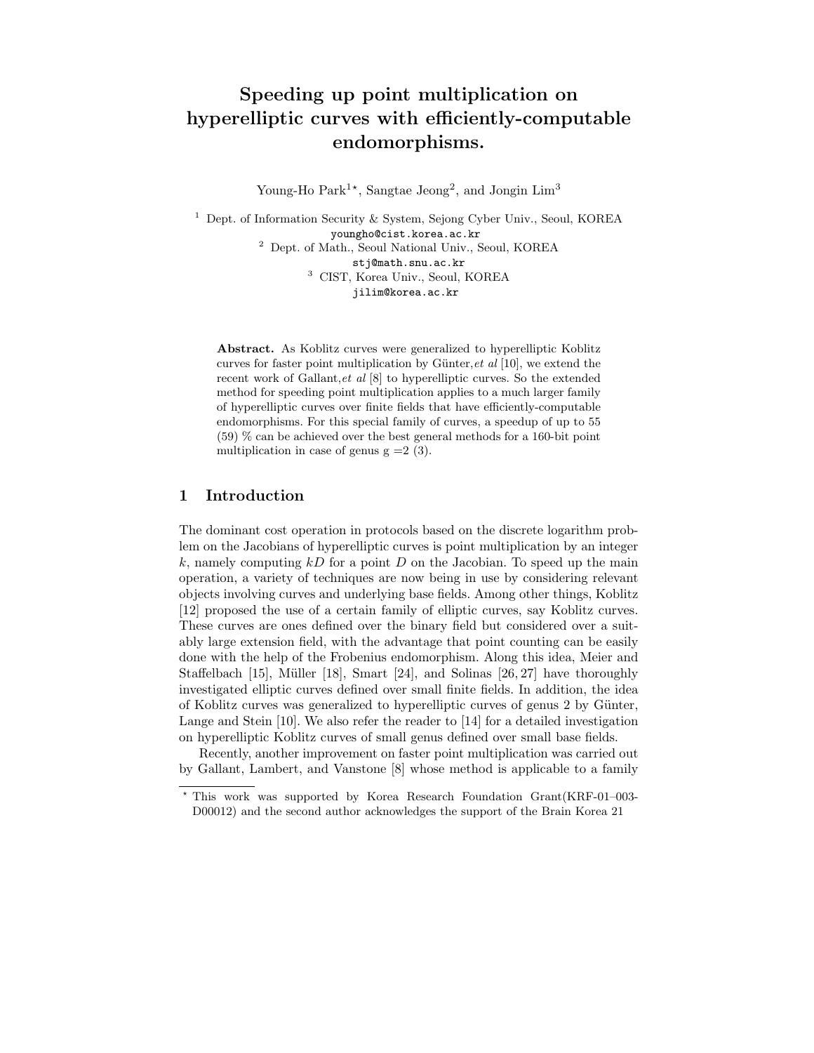# Speeding up point multiplication on hyperelliptic curves with efficiently-computable endomorphisms.

Young-Ho Park[1*], Sangtae Jeong[2], and Jongin Lim[3]

[1] Dept. of Information Security & System, Sejong Cyber Univ., Seoul, KOREA
youngho@cist.korea.ac.kr

[2] Dept. of Math., Seoul National Univ., Seoul, KOREA
stj@math.snu.ac.kr

[3] CIST, Korea Univ., Seoul, KOREA
jilim@korea.ac.kr

**Abstract.** As Koblitz curves were generalized to hyperelliptic Koblitz curves for faster point multiplication by Günter,*et al* [10], we extend the recent work of Gallant,*et al* [8] to hyperelliptic curves. So the extended method for speeding point multiplication applies to a much larger family of hyperelliptic curves over finite fields that have efficiently-computable endomorphisms. For this special family of curves, a speedup of up to 55 (59) % can be achieved over the best general methods for a 160-bit point multiplication in case of genus g =2 (3).

## 1 Introduction

The dominant cost operation in protocols based on the discrete logarithm problem on the Jacobians of hyperelliptic curves is point multiplication by an integer $k$, namely computing $kD$ for a point $D$ on the Jacobian. To speed up the main operation, a variety of techniques are now being in use by considering relevant objects involving curves and underlying base fields. Among other things, Koblitz [12] proposed the use of a certain family of elliptic curves, say Koblitz curves. These curves are ones defined over the binary field but considered over a suitably large extension field, with the advantage that point counting can be easily done with the help of the Frobenius endomorphism. Along this idea, Meier and Staffelbach [15], Müller [18], Smart [24], and Solinas [26, 27] have thoroughly investigated elliptic curves defined over small finite fields. In addition, the idea of Koblitz curves was generalized to hyperelliptic curves of genus 2 by Günter, Lange and Stein [10]. We also refer the reader to [14] for a detailed investigation on hyperelliptic Koblitz curves of small genus defined over small base fields.

Recently, another improvement on faster point multiplication was carried out by Gallant, Lambert, and Vanstone [8] whose method is applicable to a family

* This work was supported by Korea Research Foundation Grant(KRF-01–003-D00012) and the second author acknowledges the support of the Brain Korea 21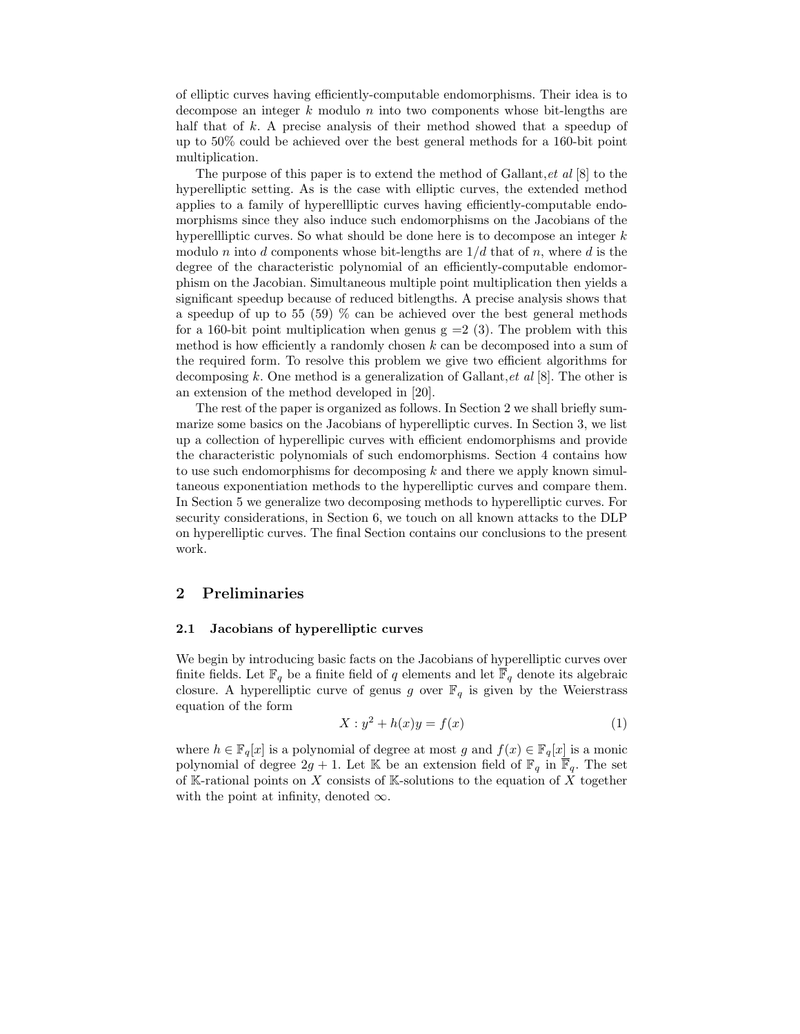of elliptic curves having efficiently-computable endomorphisms. Their idea is to decompose an integer $k$ modulo $n$ into two components whose bit-lengths are half that of $k$. A precise analysis of their method showed that a speedup of up to 50% could be achieved over the best general methods for a 160-bit point multiplication.

The purpose of this paper is to extend the method of Gallant,*et al* [8] to the hyperelliptic setting. As is the case with elliptic curves, the extended method applies to a family of hyperellliptic curves having efficiently-computable endomorphisms since they also induce such endomorphisms on the Jacobians of the hyperellliptic curves. So what should be done here is to decompose an integer $k$ modulo $n$ into $d$ components whose bit-lengths are $1/d$ that of $n$, where $d$ is the degree of the characteristic polynomial of an efficiently-computable endomorphism on the Jacobian. Simultaneous multiple point multiplication then yields a significant speedup because of reduced bitlengths. A precise analysis shows that a speedup of up to 55 (59) % can be achieved over the best general methods for a 160-bit point multiplication when genus g =2 (3). The problem with this method is how efficiently a randomly chosen $k$ can be decomposed into a sum of the required form. To resolve this problem we give two efficient algorithms for decomposing $k$. One method is a generalization of Gallant,*et al* [8]. The other is an extension of the method developed in [20].

The rest of the paper is organized as follows. In Section 2 we shall briefly summarize some basics on the Jacobians of hyperelliptic curves. In Section 3, we list up a collection of hyperellipic curves with efficient endomorphisms and provide the characteristic polynomials of such endomorphisms. Section 4 contains how to use such endomorphisms for decomposing $k$ and there we apply known simultaneous exponentiation methods to the hyperelliptic curves and compare them. In Section 5 we generalize two decomposing methods to hyperelliptic curves. For security considerations, in Section 6, we touch on all known attacks to the DLP on hyperelliptic curves. The final Section contains our conclusions to the present work.

## 2 Preliminaries

### 2.1 Jacobians of hyperelliptic curves

We begin by introducing basic facts on the Jacobians of hyperelliptic curves over finite fields. Let $\mathbb{F}_q$ be a finite field of $q$ elements and let $\overline{\mathbb{F}}_q$ denote its algebraic closure. A hyperelliptic curve of genus $g$ over $\mathbb{F}_q$ is given by the Weierstrass equation of the form

$$X : y^2 + h(x)y = f(x) \tag{1}$$

where $h \in \mathbb{F}_q[x]$ is a polynomial of degree at most $g$ and $f(x) \in \mathbb{F}_q[x]$ is a monic polynomial of degree $2g + 1$. Let $\mathbb{K}$ be an extension field of $\mathbb{F}_q$ in $\overline{\mathbb{F}}_q$. The set of $\mathbb{K}$-rational points on $X$ consists of $\mathbb{K}$-solutions to the equation of $X$ together with the point at infinity, denoted $\infty$.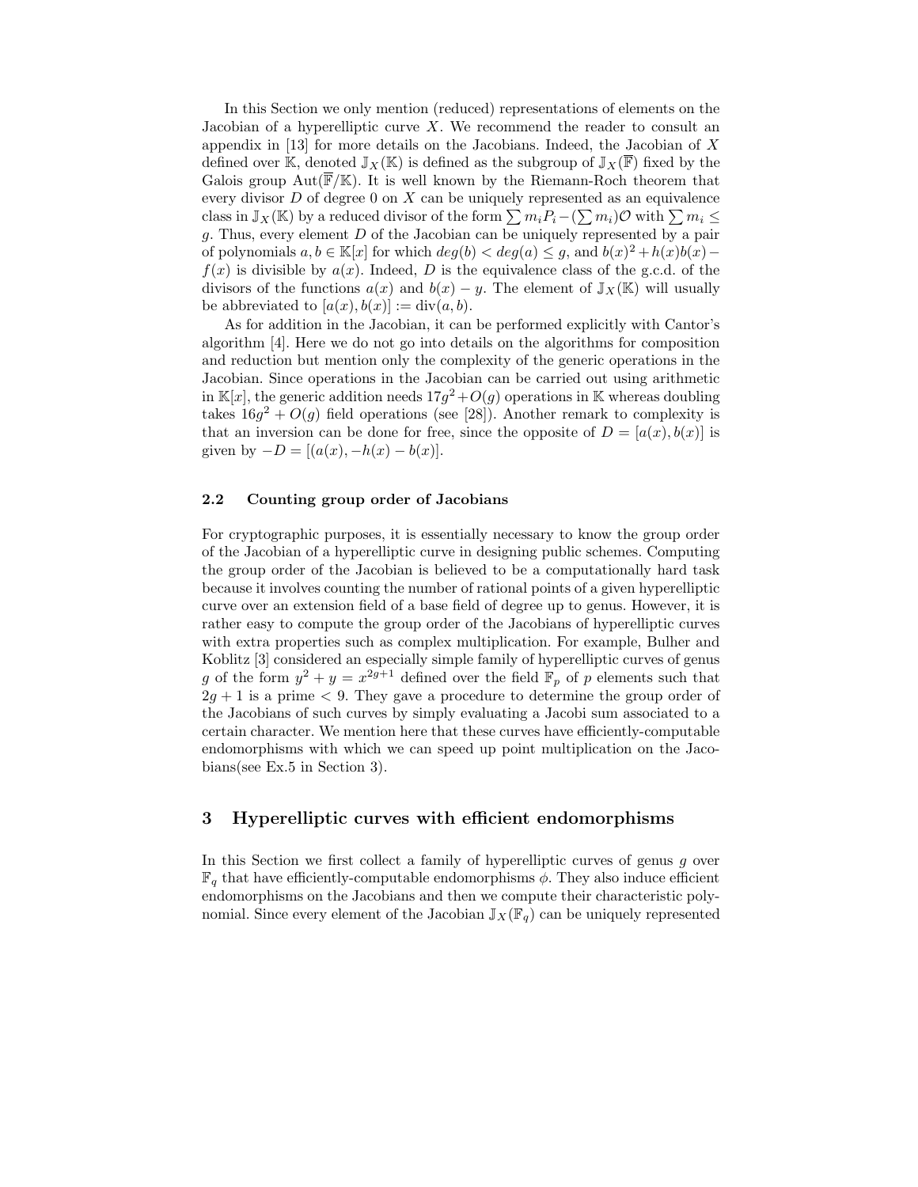In this Section we only mention (reduced) representations of elements on the Jacobian of a hyperelliptic curve $X$. We recommend the reader to consult an appendix in [13] for more details on the Jacobians. Indeed, the Jacobian of $X$ defined over $\mathbb{K}$, denoted $\mathbb{J}_X(\mathbb{K})$ is defined as the subgroup of $\mathbb{J}_X(\overline{\mathbb{F}})$ fixed by the Galois group $\mathrm{Aut}(\overline{\mathbb{F}}/\mathbb{K})$. It is well known by the Riemann-Roch theorem that every divisor $D$ of degree 0 on $X$ can be uniquely represented as an equivalence class in $\mathbb{J}_X(\mathbb{K})$ by a reduced divisor of the form $\sum m_i P_i - (\sum m_i)\mathcal{O}$ with $\sum m_i \leq g$. Thus, every element $D$ of the Jacobian can be uniquely represented by a pair of polynomials $a, b \in \mathbb{K}[x]$ for which $deg(b) < deg(a) \leq g$, and $b(x)^2 + h(x)b(x) - f(x)$ is divisible by $a(x)$. Indeed, $D$ is the equivalence class of the g.c.d. of the divisors of the functions $a(x)$ and $b(x) - y$. The element of $\mathbb{J}_X(\mathbb{K})$ will usually be abbreviated to $[a(x), b(x)] := \mathrm{div}(a, b)$.

As for addition in the Jacobian, it can be performed explicitly with Cantor's algorithm [4]. Here we do not go into details on the algorithms for composition and reduction but mention only the complexity of the generic operations in the Jacobian. Since operations in the Jacobian can be carried out using arithmetic in $\mathbb{K}[x]$, the generic addition needs $17g^2 + O(g)$ operations in $\mathbb{K}$ whereas doubling takes $16g^2 + O(g)$ field operations (see [28]). Another remark to complexity is that an inversion can be done for free, since the opposite of $D = [a(x), b(x)]$ is given by $-D = [(a(x), -h(x) - b(x)]$.

### 2.2 Counting group order of Jacobians

For cryptographic purposes, it is essentially necessary to know the group order of the Jacobian of a hyperelliptic curve in designing public schemes. Computing the group order of the Jacobian is believed to be a computationally hard task because it involves counting the number of rational points of a given hyperelliptic curve over an extension field of a base field of degree up to genus. However, it is rather easy to compute the group order of the Jacobians of hyperelliptic curves with extra properties such as complex multiplication. For example, Bulher and Koblitz [3] considered an especially simple family of hyperelliptic curves of genus $g$ of the form $y^2 + y = x^{2g+1}$ defined over the field $\mathbb{F}_p$ of $p$ elements such that $2g + 1$ is a prime $< 9$. They gave a procedure to determine the group order of the Jacobians of such curves by simply evaluating a Jacobi sum associated to a certain character. We mention here that these curves have efficiently-computable endomorphisms with which we can speed up point multiplication on the Jacobians(see Ex.5 in Section 3).

## 3 Hyperelliptic curves with efficient endomorphisms

In this Section we first collect a family of hyperelliptic curves of genus $g$ over $\mathbb{F}_q$ that have efficiently-computable endomorphisms $\phi$. They also induce efficient endomorphisms on the Jacobians and then we compute their characteristic polynomial. Since every element of the Jacobian $\mathbb{J}_X(\mathbb{F}_q)$ can be uniquely represented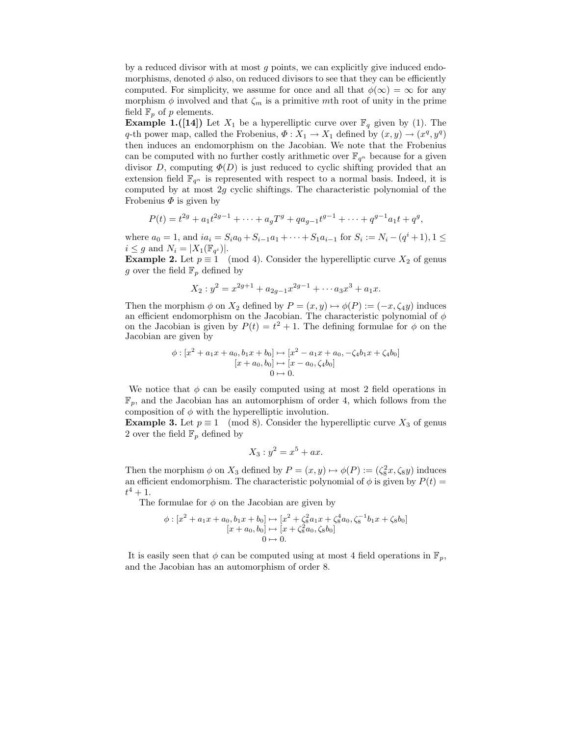by a reduced divisor with at most $g$ points, we can explicitly give induced endomorphisms, denoted $\phi$ also, on reduced divisors to see that they can be efficiently computed. For simplicity, we assume for once and all that $\phi(\infty) = \infty$ for any morphism $\phi$ involved and that $\zeta_m$ is a primitive $m$th root of unity in the prime field $\mathbb{F}_p$ of $p$ elements.

**Example 1.([14])** Let $X_1$ be a hyperelliptic curve over $\mathbb{F}_q$ given by (1). The $q$-th power map, called the Frobenius, $\Phi : X_1 \to X_1$ defined by $(x, y) \to (x^q, y^q)$ then induces an endomorphism on the Jacobian. We note that the Frobenius can be computed with no further costly arithmetic over $\mathbb{F}_{q^n}$ because for a given divisor $D$, computing $\Phi(D)$ is just reduced to cyclic shifting provided that an extension field $\mathbb{F}_{q^n}$ is represented with respect to a normal basis. Indeed, it is computed by at most $2g$ cyclic shiftings. The characteristic polynomial of the Frobenius $\Phi$ is given by

$$P(t) = t^{2g} + a_1 t^{2g-1} + \cdots + a_g T^g + q a_{g-1} t^{g-1} + \cdots + q^{g-1} a_1 t + q^g,$$

where $a_0 = 1$, and $i a_i = S_i a_0 + S_{i-1} a_1 + \cdots + S_1 a_{i-1}$ for $S_i := N_i - (q^i + 1), 1 \leq i \leq g$ and $N_i = |X_1(\mathbb{F}_{q^i})|$.

**Example 2.** Let $p \equiv 1 \pmod 4$. Consider the hyperelliptic curve $X_2$ of genus $g$ over the field $\mathbb{F}_p$ defined by

$$X_2 : y^2 = x^{2g+1} + a_{2g-1} x^{2g-1} + \cdots a_3 x^3 + a_1 x.$$

Then the morphism $\phi$ on $X_2$ defined by $P = (x, y) \mapsto \phi(P) := (-x, \zeta_4 y)$ induces an efficient endomorphism on the Jacobian. The characteristic polynomial of $\phi$ on the Jacobian is given by $P(t) = t^2 + 1$. The defining formulae for $\phi$ on the Jacobian are given by

$$\begin{aligned}
\phi : [x^2 + a_1 x + a_0, b_1 x + b_0] &\mapsto [x^2 - a_1 x + a_0, -\zeta_4 b_1 x + \zeta_4 b_0] \\
[x + a_0, b_0] &\mapsto [x - a_0, \zeta_4 b_0] \\
0 &\mapsto 0.
\end{aligned}$$

We notice that $\phi$ can be easily computed using at most 2 field operations in $\mathbb{F}_p$, and the Jacobian has an automorphism of order 4, which follows from the composition of $\phi$ with the hyperelliptic involution.

**Example 3.** Let $p \equiv 1 \pmod 8$. Consider the hyperelliptic curve $X_3$ of genus 2 over the field $\mathbb{F}_p$ defined by

$$X_3 : y^2 = x^5 + ax.$$

Then the morphism $\phi$ on $X_3$ defined by $P = (x, y) \mapsto \phi(P) := (\zeta_8^2 x, \zeta_8 y)$ induces an efficient endomorphism. The characteristic polynomial of $\phi$ is given by $P(t) = t^4 + 1$.

The formulae for $\phi$ on the Jacobian are given by

$$\begin{aligned}
\phi : [x^2 + a_1 x + a_0, b_1 x + b_0] &\mapsto [x^2 + \zeta_8^2 a_1 x + \zeta_8^4 a_0, \zeta_8^{-1} b_1 x + \zeta_8 b_0] \\
[x + a_0, b_0] &\mapsto [x + \zeta_8^2 a_0, \zeta_8 b_0] \\
0 &\mapsto 0.
\end{aligned}$$

It is easily seen that $\phi$ can be computed using at most 4 field operations in $\mathbb{F}_p$, and the Jacobian has an automorphism of order 8.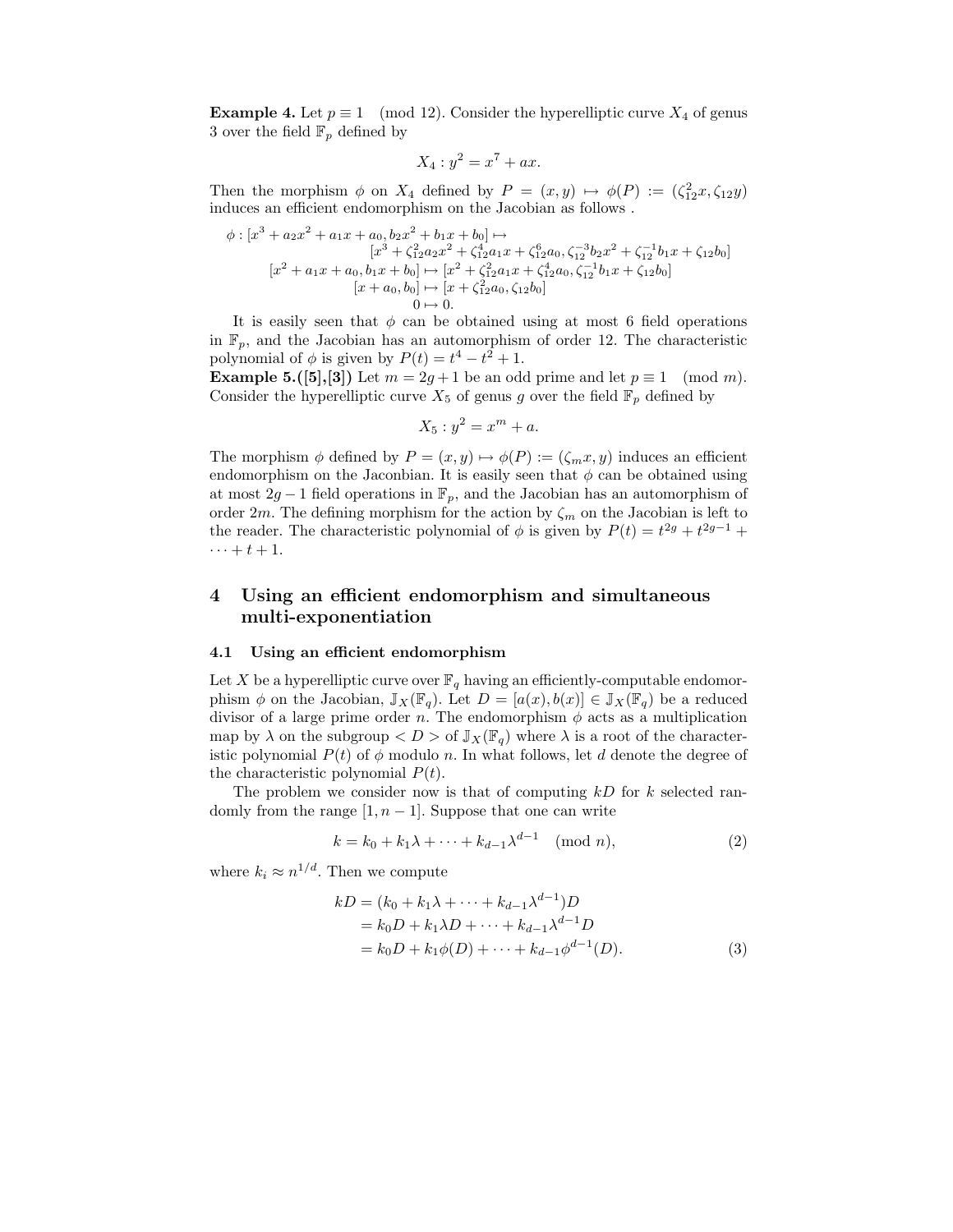**Example 4.** Let $p \equiv 1 \pmod{12}$. Consider the hyperelliptic curve $X_4$ of genus 3 over the field $\mathbb{F}_p$ defined by

$$X_4 : y^2 = x^7 + ax.$$

Then the morphism $\phi$ on $X_4$ defined by $P = (x, y) \mapsto \phi(P) := (\zeta_{12}^2 x, \zeta_{12} y)$ induces an efficient endomorphism on the Jacobian as follows .

$$\begin{aligned}
\phi : [x^3 + a_2x^2 + a_1x + a_0, b_2x^2 + b_1x + b_0] \mapsto& \\
[x^3 + \zeta_{12}^2 a_2x^2 + \zeta_{12}^4 a_1x + \zeta_{12}^6 a_0, \zeta_{12}^{-3} b_2x^2 + \zeta_{12}^{-1} b_1x + \zeta_{12} b_0]& \\
[x^2 + a_1x + a_0, b_1x + b_0] \mapsto [x^2 + \zeta_{12}^2 a_1x + \zeta_{12}^4 a_0, \zeta_{12}^{-1} b_1x + \zeta_{12} b_0]& \\
[x + a_0, b_0] \mapsto [x + \zeta_{12}^2 a_0, \zeta_{12} b_0]& \\
0 \mapsto 0.&
\end{aligned}$$

It is easily seen that $\phi$ can be obtained using at most 6 field operations in $\mathbb{F}_p$, and the Jacobian has an automorphism of order 12. The characteristic polynomial of $\phi$ is given by $P(t) = t^4 - t^2 + 1$.

**Example 5.([5],[3])** Let $m = 2g+1$ be an odd prime and let $p \equiv 1 \pmod{m}$. Consider the hyperelliptic curve $X_5$ of genus $g$ over the field $\mathbb{F}_p$ defined by

$$X_5 : y^2 = x^m + a.$$

The morphism $\phi$ defined by $P = (x, y) \mapsto \phi(P) := (\zeta_m x, y)$ induces an efficient endomorphism on the Jaconbian. It is easily seen that $\phi$ can be obtained using at most $2g - 1$ field operations in $\mathbb{F}_p$, and the Jacobian has an automorphism of order $2m$. The defining morphism for the action by $\zeta_m$ on the Jacobian is left to the reader. The characteristic polynomial of $\phi$ is given by $P(t) = t^{2g} + t^{2g-1} + \cdots + t + 1$.

## 4 Using an efficient endomorphism and simultaneous multi-exponentiation

### 4.1 Using an efficient endomorphism

Let $X$ be a hyperelliptic curve over $\mathbb{F}_q$ having an efficiently-computable endomorphism $\phi$ on the Jacobian, $\mathbb{J}_X(\mathbb{F}_q)$. Let $D = [a(x), b(x)] \in \mathbb{J}_X(\mathbb{F}_q)$ be a reduced divisor of a large prime order $n$. The endomorphism $\phi$ acts as a multiplication map by $\lambda$ on the subgroup $< D >$ of $\mathbb{J}_X(\mathbb{F}_q)$ where $\lambda$ is a root of the characteristic polynomial $P(t)$ of $\phi$ modulo $n$. In what follows, let $d$ denote the degree of the characteristic polynomial $P(t)$.

The problem we consider now is that of computing $kD$ for $k$ selected randomly from the range $[1, n-1]$. Suppose that one can write

$$k = k_0 + k_1\lambda + \cdots + k_{d-1}\lambda^{d-1} \pmod{n}, \tag{2}$$

where $k_i \approx n^{1/d}$. Then we compute

$$\begin{aligned}
kD &= (k_0 + k_1\lambda + \cdots + k_{d-1}\lambda^{d-1})D \\
&= k_0D + k_1\lambda D + \cdots + k_{d-1}\lambda^{d-1}D \\
&= k_0D + k_1\phi(D) + \cdots + k_{d-1}\phi^{d-1}(D).
\end{aligned} \tag{3}$$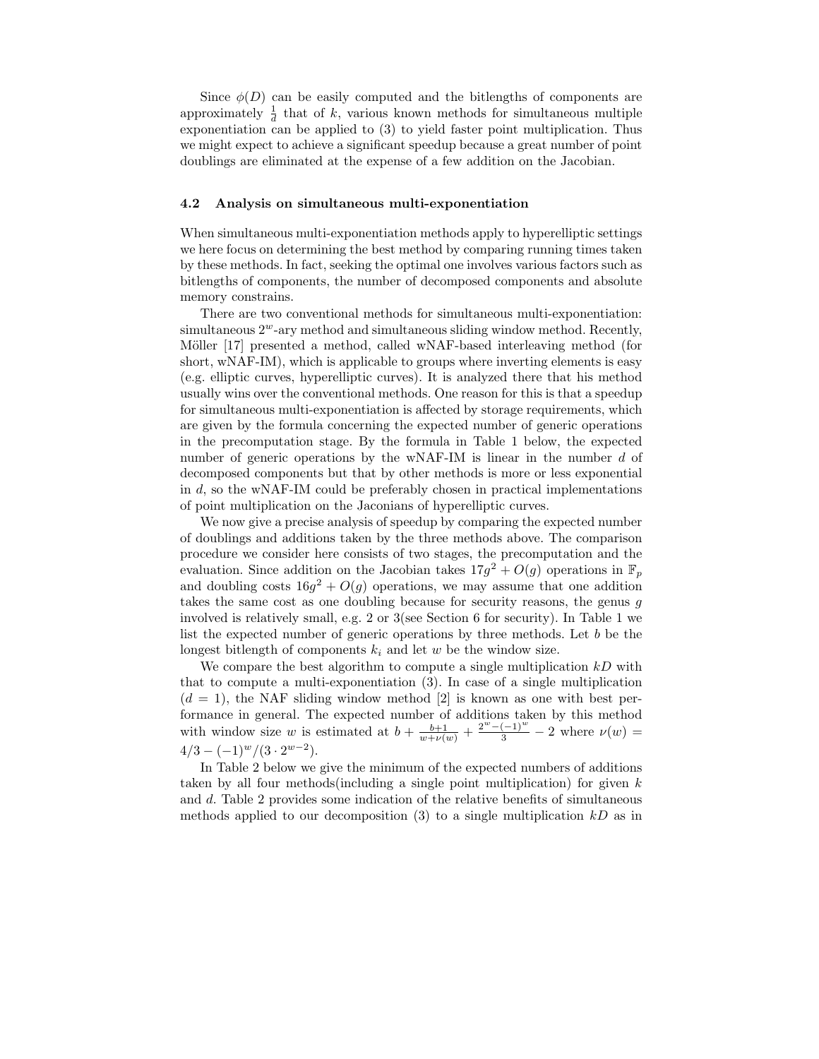Since $\phi(D)$ can be easily computed and the bitlengths of components are approximately $\frac{1}{d}$ that of $k$, various known methods for simultaneous multiple exponentiation can be applied to (3) to yield faster point multiplication. Thus we might expect to achieve a significant speedup because a great number of point doublings are eliminated at the expense of a few addition on the Jacobian.

### 4.2 Analysis on simultaneous multi-exponentiation

When simultaneous multi-exponentiation methods apply to hyperelliptic settings we here focus on determining the best method by comparing running times taken by these methods. In fact, seeking the optimal one involves various factors such as bitlengths of components, the number of decomposed components and absolute memory constrains.

There are two conventional methods for simultaneous multi-exponentiation: simultaneous $2^w$-ary method and simultaneous sliding window method. Recently, Möller [17] presented a method, called wNAF-based interleaving method (for short, wNAF-IM), which is applicable to groups where inverting elements is easy (e.g. elliptic curves, hyperelliptic curves). It is analyzed there that his method usually wins over the conventional methods. One reason for this is that a speedup for simultaneous multi-exponentiation is affected by storage requirements, which are given by the formula concerning the expected number of generic operations in the precomputation stage. By the formula in Table 1 below, the expected number of generic operations by the wNAF-IM is linear in the number $d$ of decomposed components but that by other methods is more or less exponential in $d$, so the wNAF-IM could be preferably chosen in practical implementations of point multiplication on the Jaconians of hyperelliptic curves.

We now give a precise analysis of speedup by comparing the expected number of doublings and additions taken by the three methods above. The comparison procedure we consider here consists of two stages, the precomputation and the evaluation. Since addition on the Jacobian takes $17g^2 + O(g)$ operations in $\mathbb{F}_p$ and doubling costs $16g^2 + O(g)$ operations, we may assume that one addition takes the same cost as one doubling because for security reasons, the genus $g$ involved is relatively small, e.g. 2 or 3(see Section 6 for security). In Table 1 we list the expected number of generic operations by three methods. Let $b$ be the longest bitlength of components $k_i$ and let $w$ be the window size.

We compare the best algorithm to compute a single multiplication $kD$ with that to compute a multi-exponentiation (3). In case of a single multiplication ($d = 1$), the NAF sliding window method [2] is known as one with best performance in general. The expected number of additions taken by this method with window size $w$ is estimated at $b + \frac{b+1}{w+\nu(w)} + \frac{2^w-(-1)^w}{3} - 2$ where $\nu(w) = 4/3 - (-1)^w/(3 \cdot 2^{w-2})$.

In Table 2 below we give the minimum of the expected numbers of additions taken by all four methods(including a single point multiplication) for given $k$ and $d$. Table 2 provides some indication of the relative benefits of simultaneous methods applied to our decomposition (3) to a single multiplication $kD$ as in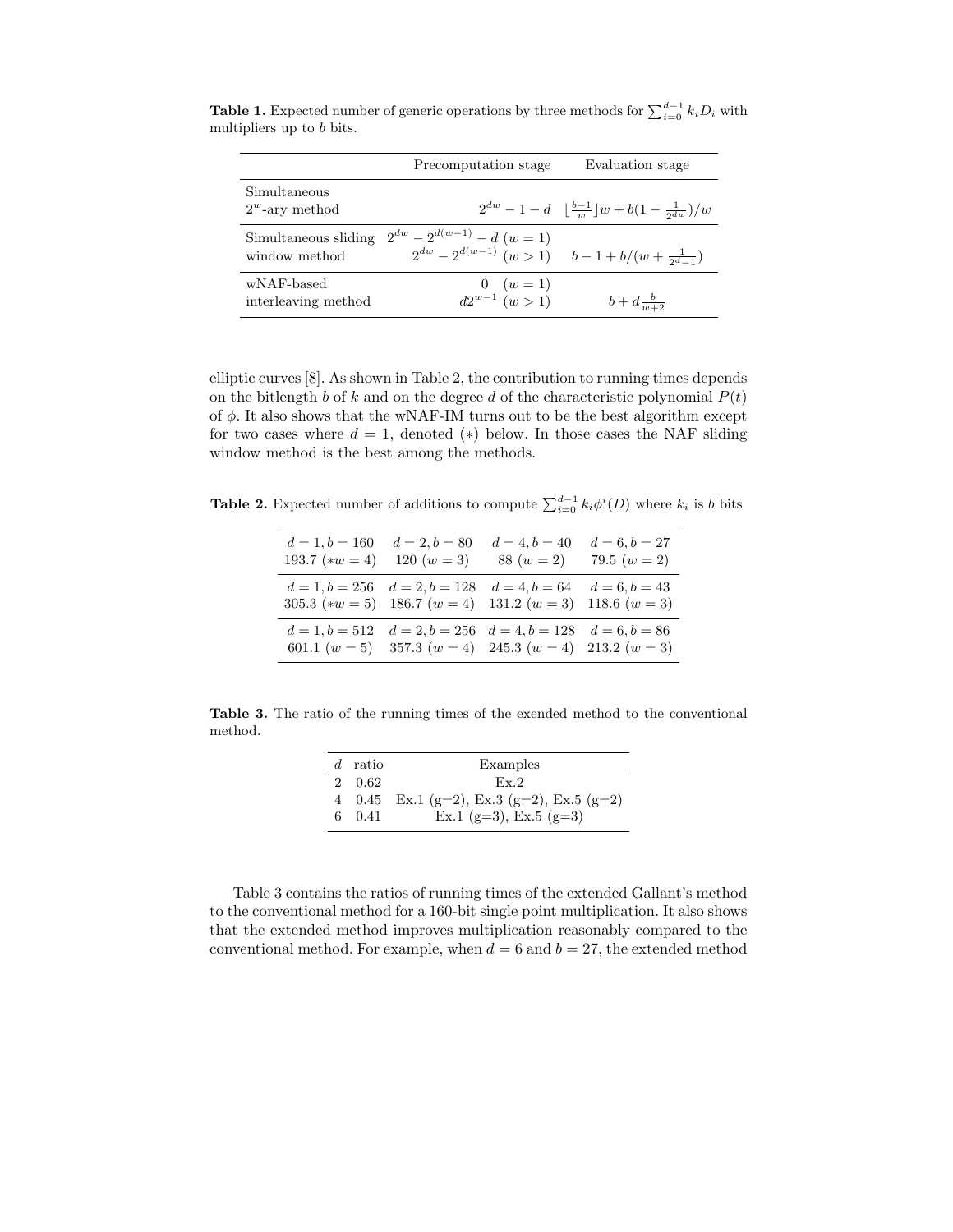**Table 1.** Expected number of generic operations by three methods for $\sum_{i=0}^{d-1} k_i D_i$ with multipliers up to $b$ bits.

| | Precomputation stage | Evaluation stage |
|---|---|---|
| Simultaneous $2^w$-ary method | $2^{dw} - 1 - d$ | $\lfloor \frac{b-1}{w} \rfloor w + b(1 - \frac{1}{2^{dw}})/w$ |
| Simultaneous sliding window method | $2^{dw} - 2^{d(w-1)} - d$ $(w = 1)$ <br> $2^{dw} - 2^{d(w-1)}$ $(w > 1)$ | $b - 1 + b/(w + \frac{1}{2^d - 1})$ |
| wNAF-based interleaving method | $0$ $(w = 1)$ <br> $d2^{w-1}$ $(w > 1)$ | $b + d\frac{b}{w+2}$ |

elliptic curves [8]. As shown in Table 2, the contribution to running times depends on the bitlength $b$ of $k$ and on the degree $d$ of the characteristic polynomial $P(t)$ of $\phi$. It also shows that the wNAF-IM turns out to be the best algorithm except for two cases where $d = 1$, denoted $(*)$ below. In those cases the NAF sliding window method is the best among the methods.

**Table 2.** Expected number of additions to compute $\sum_{i=0}^{d-1} k_i \phi^i(D)$ where $k_i$ is $b$ bits

| $d = 1, b = 160$ | $d = 2, b = 80$ | $d = 4, b = 40$ | $d = 6, b = 27$ |
|---|---|---|---|
| 193.7 $(*w = 4)$ | 120 $(w = 3)$ | 88 $(w = 2)$ | 79.5 $(w = 2)$ |
| $d = 1, b = 256$ | $d = 2, b = 128$ | $d = 4, b = 64$ | $d = 6, b = 43$ |
| 305.3 $(*w = 5)$ | 186.7 $(w = 4)$ | 131.2 $(w = 3)$ | 118.6 $(w = 3)$ |
| $d = 1, b = 512$ | $d = 2, b = 256$ | $d = 4, b = 128$ | $d = 6, b = 86$ |
| 601.1 $(w = 5)$ | 357.3 $(w = 4)$ | 245.3 $(w = 4)$ | 213.2 $(w = 3)$ |

**Table 3.** The ratio of the running times of the exended method to the conventional method.

| $d$ | ratio | Examples |
|---|---|---|
| 2 | 0.62 | Ex.2 |
| 4 | 0.45 | Ex.1 (g=2), Ex.3 (g=2), Ex.5 (g=2) |
| 6 | 0.41 | Ex.1 (g=3), Ex.5 (g=3) |

Table 3 contains the ratios of running times of the extended Gallant's method to the conventional method for a 160-bit single point multiplication. It also shows that the extended method improves multiplication reasonably compared to the conventional method. For example, when $d = 6$ and $b = 27$, the extended method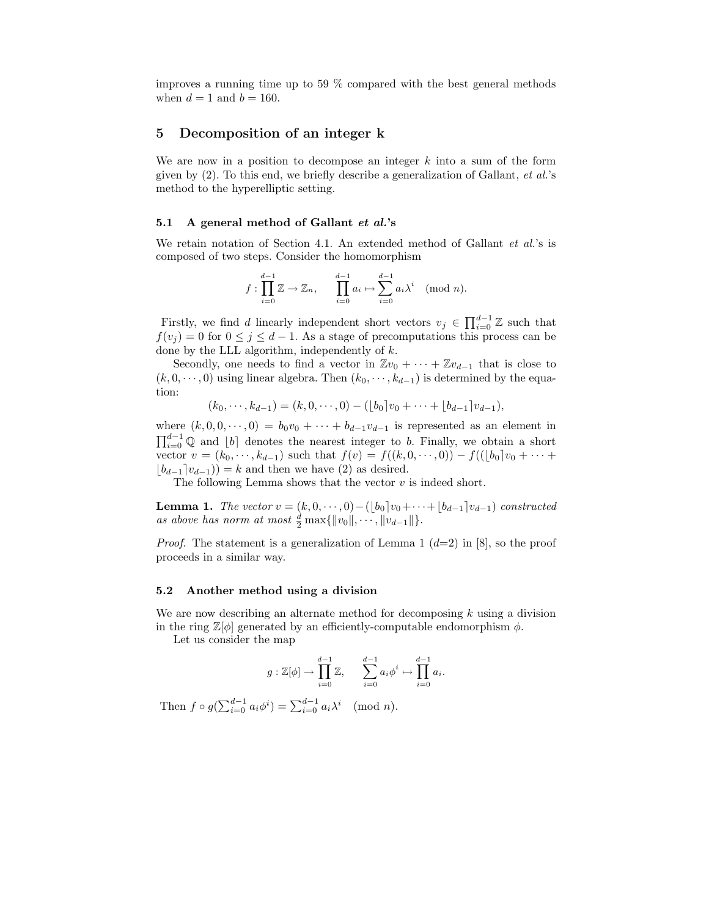improves a running time up to 59 % compared with the best general methods when $d = 1$ and $b = 160$.

## 5 Decomposition of an integer k

We are now in a position to decompose an integer $k$ into a sum of the form given by (2). To this end, we briefly describe a generalization of Gallant, *et al.*'s method to the hyperelliptic setting.

### 5.1 A general method of Gallant *et al.*'s

We retain notation of Section 4.1. An extended method of Gallant *et al.*'s is composed of two steps. Consider the homomorphism

$$f : \prod_{i=0}^{d-1} \mathbb{Z} \to \mathbb{Z}_n, \qquad \prod_{i=0}^{d-1} a_i \mapsto \sum_{i=0}^{d-1} a_i \lambda^i \pmod{n}.$$

Firstly, we find $d$ linearly independent short vectors $v_j \in \prod_{i=0}^{d-1} \mathbb{Z}$ such that $f(v_j) = 0$ for $0 \le j \le d-1$. As a stage of precomputations this process can be done by the LLL algorithm, independently of $k$.

Secondly, one needs to find a vector in $\mathbb{Z}v_0 + \cdots + \mathbb{Z}v_{d-1}$ that is close to $(k, 0, \cdots, 0)$ using linear algebra. Then $(k_0, \cdots, k_{d-1})$ is determined by the equation:

$$(k_0, \cdots, k_{d-1}) = (k, 0, \cdots, 0) - (\lfloor b_0 \rceil v_0 + \cdots + \lfloor b_{d-1} \rceil v_{d-1}),$$

where $(k, 0, 0, \cdots, 0) = b_0 v_0 + \cdots + b_{d-1} v_{d-1}$ is represented as an element in $\prod_{i=0}^{d-1} \mathbb{Q}$ and $\lfloor b \rceil$ denotes the nearest integer to $b$. Finally, we obtain a short vector $v = (k_0, \cdots, k_{d-1})$ such that $f(v) = f((k, 0, \cdots, 0)) - f((\lfloor b_0 \rceil v_0 + \cdots + \lfloor b_{d-1} \rceil v_{d-1})) = k$ and then we have (2) as desired.

The following Lemma shows that the vector $v$ is indeed short.

**Lemma 1.** *The vector $v = (k, 0, \cdots, 0) - (\lfloor b_0 \rceil v_0 + \cdots + \lfloor b_{d-1} \rceil v_{d-1})$ constructed as above has norm at most $\frac{d}{2} \max\{\|v_0\|, \cdots, \|v_{d-1}\|\}$.*

*Proof.* The statement is a generalization of Lemma 1 ($d$=2) in [8], so the proof proceeds in a similar way.

### 5.2 Another method using a division

We are now describing an alternate method for decomposing $k$ using a division in the ring $\mathbb{Z}[\phi]$ generated by an efficiently-computable endomorphism $\phi$.

Let us consider the map

$$g : \mathbb{Z}[\phi] \to \prod_{i=0}^{d-1} \mathbb{Z}, \qquad \sum_{i=0}^{d-1} a_i \phi^i \mapsto \prod_{i=0}^{d-1} a_i.$$

Then $f \circ g(\sum_{i=0}^{d-1} a_i \phi^i) = \sum_{i=0}^{d-1} a_i \lambda^i \pmod{n}$.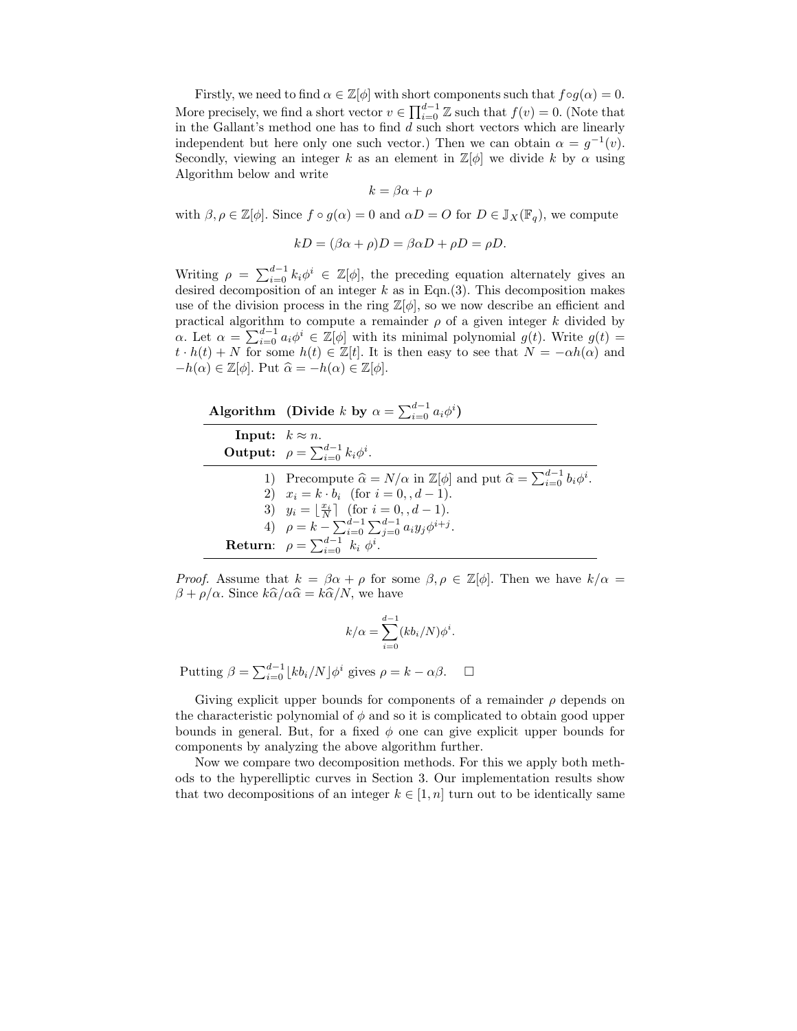Firstly, we need to find $\alpha \in \mathbb{Z}[\phi]$ with short components such that $f \circ g(\alpha) = 0$. More precisely, we find a short vector $v \in \prod_{i=0}^{d-1} \mathbb{Z}$ such that $f(v) = 0$. (Note that in the Gallant's method one has to find $d$ such short vectors which are linearly independent but here only one such vector.) Then we can obtain $\alpha = g^{-1}(v)$. Secondly, viewing an integer $k$ as an element in $\mathbb{Z}[\phi]$ we divide $k$ by $\alpha$ using Algorithm below and write

$$k = \beta\alpha + \rho$$

with $\beta, \rho \in \mathbb{Z}[\phi]$. Since $f \circ g(\alpha) = 0$ and $\alpha D = O$ for $D \in \mathbb{J}_X(\mathbb{F}_q)$, we compute

$$kD = (\beta\alpha + \rho)D = \beta\alpha D + \rho D = \rho D.$$

Writing $\rho = \sum_{i=0}^{d-1} k_i \phi^i \in \mathbb{Z}[\phi]$, the preceding equation alternately gives an desired decomposition of an integer $k$ as in Eqn.(3). This decomposition makes use of the division process in the ring $\mathbb{Z}[\phi]$, so we now describe an efficient and practical algorithm to compute a remainder $\rho$ of a given integer $k$ divided by $\alpha$. Let $\alpha = \sum_{i=0}^{d-1} a_i \phi^i \in \mathbb{Z}[\phi]$ with its minimal polynomial $g(t)$. Write $g(t) = t \cdot h(t) + N$ for some $h(t) \in \mathbb{Z}[t]$. It is then easy to see that $N = -\alpha h(\alpha)$ and $-h(\alpha) \in \mathbb{Z}[\phi]$. Put $\widehat{\alpha} = -h(\alpha) \in \mathbb{Z}[\phi]$.

**Algorithm (Divide $k$ by $\alpha = \sum_{i=0}^{d-1} a_i \phi^i$)**

**Input:** $k \approx n$.
**Output:** $\rho = \sum_{i=0}^{d-1} k_i \phi^i$.

1) Precompute $\widehat{\alpha} = N/\alpha$ in $\mathbb{Z}[\phi]$ and put $\widehat{\alpha} = \sum_{i=0}^{d-1} b_i \phi^i$.
2) $x_i = k \cdot b_i$ (for $i = 0, , d-1$).
3) $y_i = \lfloor \frac{x_i}{N} \rceil$ (for $i = 0, , d-1$).
4) $\rho = k - \sum_{i=0}^{d-1} \sum_{j=0}^{d-1} a_i y_j \phi^{i+j}$.

**Return**: $\rho = \sum_{i=0}^{d-1} k_i \phi^i$.

*Proof.* Assume that $k = \beta\alpha + \rho$ for some $\beta, \rho \in \mathbb{Z}[\phi]$. Then we have $k/\alpha = \beta + \rho/\alpha$. Since $k\widehat{\alpha}/\alpha\widehat{\alpha} = k\widehat{\alpha}/N$, we have

$$k/\alpha = \sum_{i=0}^{d-1} (kb_i/N)\phi^i.$$

Putting $\beta = \sum_{i=0}^{d-1} \lfloor kb_i/N \rceil \phi^i$ gives $\rho = k - \alpha\beta$. □

Giving explicit upper bounds for components of a remainder $\rho$ depends on the characteristic polynomial of $\phi$ and so it is complicated to obtain good upper bounds in general. But, for a fixed $\phi$ one can give explicit upper bounds for components by analyzing the above algorithm further.

Now we compare two decomposition methods. For this we apply both methods to the hyperelliptic curves in Section 3. Our implementation results show that two decompositions of an integer $k \in [1, n]$ turn out to be identically same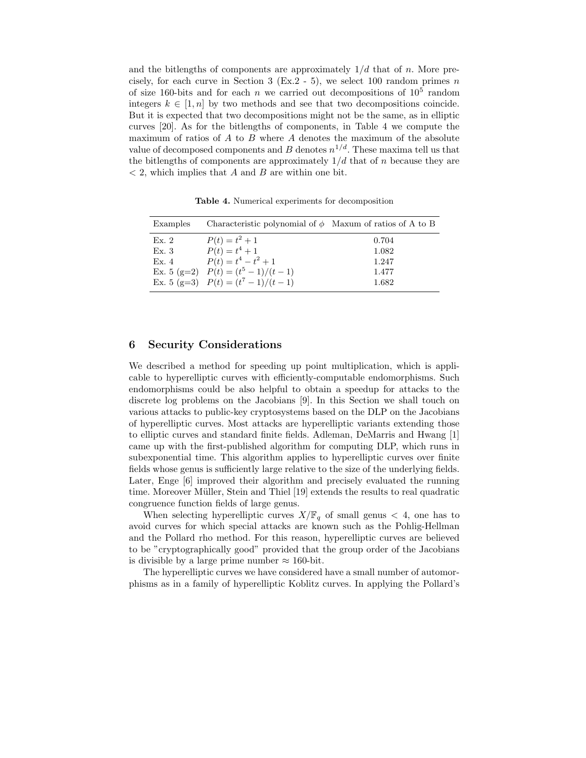and the bitlengths of components are approximately $1/d$ that of $n$. More precisely, for each curve in Section 3 (Ex.2 - 5), we select 100 random primes $n$ of size 160-bits and for each $n$ we carried out decompositions of $10^5$ random integers $k \in [1, n]$ by two methods and see that two decompositions coincide. But it is expected that two decompositions might not be the same, as in elliptic curves [20]. As for the bitlengths of components, in Table 4 we compute the maximum of ratios of $A$ to $B$ where $A$ denotes the maximum of the absolute value of decomposed components and $B$ denotes $n^{1/d}$. These maxima tell us that the bitlengths of components are approximately $1/d$ that of $n$ because they are $< 2$, which implies that $A$ and $B$ are within one bit.

**Table 4.** Numerical experiments for decomposition

| Examples | Characteristic polynomial of $\phi$ | Maxum of ratios of A to B |
|---|---|---|
| Ex. 2 | $P(t) = t^2 + 1$ | 0.704 |
| Ex. 3 | $P(t) = t^4 + 1$ | 1.082 |
| Ex. 4 | $P(t) = t^4 - t^2 + 1$ | 1.247 |
| Ex. 5 (g=2) | $P(t) = (t^5 - 1)/(t - 1)$ | 1.477 |
| Ex. 5 (g=3) | $P(t) = (t^7 - 1)/(t - 1)$ | 1.682 |

## 6 Security Considerations

We described a method for speeding up point multiplication, which is applicable to hyperelliptic curves with efficiently-computable endomorphisms. Such endomorphisms could be also helpful to obtain a speedup for attacks to the discrete log problems on the Jacobians [9]. In this Section we shall touch on various attacks to public-key cryptosystems based on the DLP on the Jacobians of hyperelliptic curves. Most attacks are hyperelliptic variants extending those to elliptic curves and standard finite fields. Adleman, DeMarris and Hwang [1] came up with the first-published algorithm for computing DLP, which runs in subexponential time. This algorithm applies to hyperelliptic curves over finite fields whose genus is sufficiently large relative to the size of the underlying fields. Later, Enge [6] improved their algorithm and precisely evaluated the running time. Moreover Müller, Stein and Thiel [19] extends the results to real quadratic congruence function fields of large genus.

When selecting hyperelliptic curves $X/\mathbb{F}_q$ of small genus $< 4$, one has to avoid curves for which special attacks are known such as the Pohlig-Hellman and the Pollard rho method. For this reason, hyperelliptic curves are believed to be "cryptographically good" provided that the group order of the Jacobians is divisible by a large prime number $\approx$ 160-bit.

The hyperelliptic curves we have considered have a small number of automorphisms as in a family of hyperelliptic Koblitz curves. In applying the Pollard's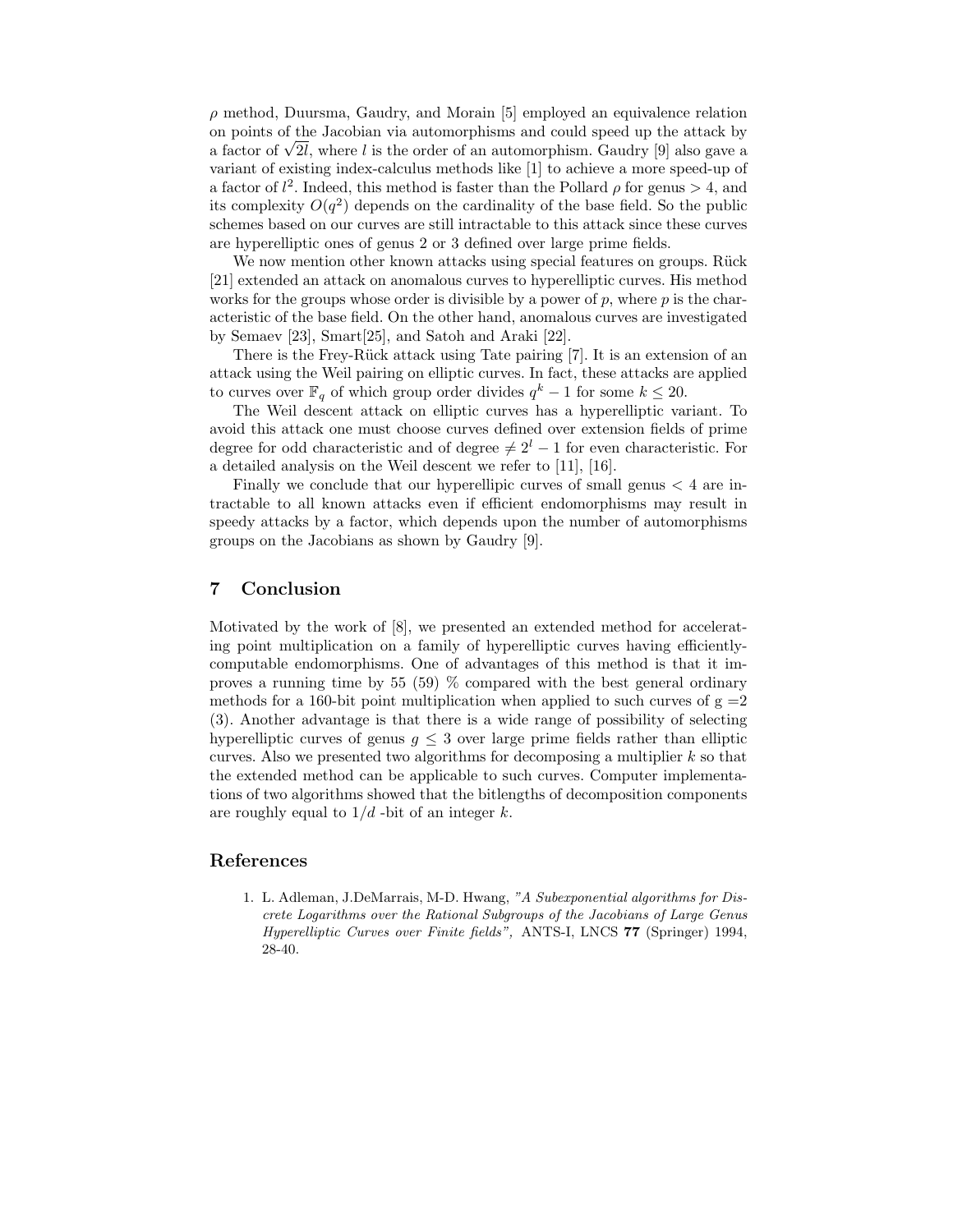$\rho$ method, Duursma, Gaudry, and Morain [5] employed an equivalence relation on points of the Jacobian via automorphisms and could speed up the attack by a factor of $\sqrt{2l}$, where $l$ is the order of an automorphism. Gaudry [9] also gave a variant of existing index-calculus methods like [1] to achieve a more speed-up of a factor of $l^2$. Indeed, this method is faster than the Pollard $\rho$ for genus $> 4$, and its complexity $O(q^2)$ depends on the cardinality of the base field. So the public schemes based on our curves are still intractable to this attack since these curves are hyperelliptic ones of genus 2 or 3 defined over large prime fields.

We now mention other known attacks using special features on groups. Rück [21] extended an attack on anomalous curves to hyperelliptic curves. His method works for the groups whose order is divisible by a power of $p$, where $p$ is the characteristic of the base field. On the other hand, anomalous curves are investigated by Semaev [23], Smart[25], and Satoh and Araki [22].

There is the Frey-Rück attack using Tate pairing [7]. It is an extension of an attack using the Weil pairing on elliptic curves. In fact, these attacks are applied to curves over $\mathbb{F}_q$ of which group order divides $q^k - 1$ for some $k \leq 20$.

The Weil descent attack on elliptic curves has a hyperelliptic variant. To avoid this attack one must choose curves defined over extension fields of prime degree for odd characteristic and of degree $\neq 2^l - 1$ for even characteristic. For a detailed analysis on the Weil descent we refer to [11], [16].

Finally we conclude that our hyperellipic curves of small genus $< 4$ are intractable to all known attacks even if efficient endomorphisms may result in speedy attacks by a factor, which depends upon the number of automorphisms groups on the Jacobians as shown by Gaudry [9].

## 7 Conclusion

Motivated by the work of [8], we presented an extended method for accelerating point multiplication on a family of hyperelliptic curves having efficiently-computable endomorphisms. One of advantages of this method is that it improves a running time by 55 (59) % compared with the best general ordinary methods for a 160-bit point multiplication when applied to such curves of g =2 (3). Another advantage is that there is a wide range of possibility of selecting hyperelliptic curves of genus $g \leq 3$ over large prime fields rather than elliptic curves. Also we presented two algorithms for decomposing a multiplier $k$ so that the extended method can be applicable to such curves. Computer implementations of two algorithms showed that the bitlengths of decomposition components are roughly equal to $1/d$ -bit of an integer $k$.

## References

1. L. Adleman, J.DeMarrais, M-D. Hwang, *"A Subexponential algorithms for Discrete Logarithms over the Rational Subgroups of the Jacobians of Large Genus Hyperelliptic Curves over Finite fields"*, ANTS-I, LNCS **77** (Springer) 1994, 28-40.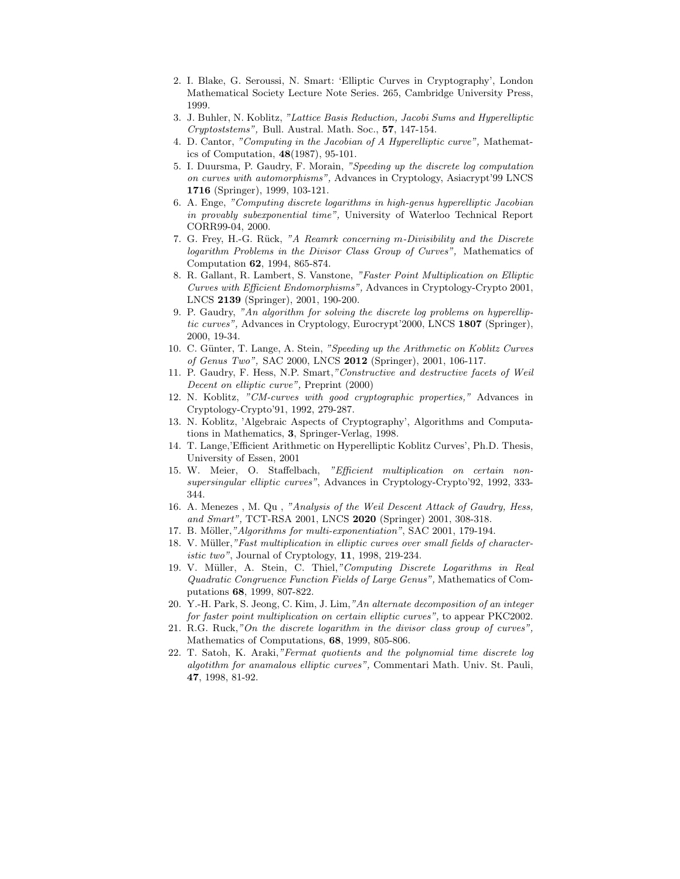2. I. Blake, G. Seroussi, N. Smart: 'Elliptic Curves in Cryptography', London Mathematical Society Lecture Note Series. 265, Cambridge University Press, 1999.
3. J. Buhler, N. Koblitz, *"Lattice Basis Reduction, Jacobi Sums and Hyperelliptic Cryptoststems",* Bull. Austral. Math. Soc., **57**, 147-154.
4. D. Cantor, *"Computing in the Jacobian of A Hyperelliptic curve",* Mathematics of Computation, **48**(1987), 95-101.
5. I. Duursma, P. Gaudry, F. Morain, *"Speeding up the discrete log computation on curves with automorphisms",* Advances in Cryptology, Asiacrypt'99 LNCS **1716** (Springer), 1999, 103-121.
6. A. Enge, *"Computing discrete logarithms in high-genus hyperelliptic Jacobian in provably subexponential time",* University of Waterloo Technical Report CORR99-04, 2000.
7. G. Frey, H.-G. Rück, *"A Reamrk concerning m-Divisibility and the Discrete logarithm Problems in the Divisor Class Group of Curves",* Mathematics of Computation **62**, 1994, 865-874.
8. R. Gallant, R. Lambert, S. Vanstone, *"Faster Point Multiplication on Elliptic Curves with Efficient Endomorphisms",* Advances in Cryptology-Crypto 2001, LNCS **2139** (Springer), 2001, 190-200.
9. P. Gaudry, *"An algorithm for solving the discrete log problems on hyperelliptic curves",* Advances in Cryptology, Eurocrypt'2000, LNCS **1807** (Springer), 2000, 19-34.
10. C. Günter, T. Lange, A. Stein, *"Speeding up the Arithmetic on Koblitz Curves of Genus Two",* SAC 2000, LNCS **2012** (Springer), 2001, 106-117.
11. P. Gaudry, F. Hess, N.P. Smart,*"Constructive and destructive facets of Weil Decent on elliptic curve",* Preprint (2000)
12. N. Koblitz, *"CM-curves with good cryptographic properties,"* Advances in Cryptology-Crypto'91, 1992, 279-287.
13. N. Koblitz, 'Algebraic Aspects of Cryptography', Algorithms and Computations in Mathematics, **3**, Springer-Verlag, 1998.
14. T. Lange,'Efficient Arithmetic on Hyperelliptic Koblitz Curves', Ph.D. Thesis, University of Essen, 2001
15. W. Meier, O. Staffelbach, *"Efficient multiplication on certain nonsupersingular elliptic curves",* Advances in Cryptology-Crypto'92, 1992, 333-344.
16. A. Menezes , M. Qu , *"Analysis of the Weil Descent Attack of Gaudry, Hess, and Smart",* TCT-RSA 2001, LNCS **2020** (Springer) 2001, 308-318.
17. B. Möller,*"Algorithms for multi-exponentiation",* SAC 2001, 179-194.
18. V. Müller,*"Fast multiplication in elliptic curves over small fields of characteristic two",* Journal of Cryptology, **11**, 1998, 219-234.
19. V. Müller, A. Stein, C. Thiel,*"Computing Discrete Logarithms in Real Quadratic Congruence Function Fields of Large Genus",* Mathematics of Computations **68**, 1999, 807-822.
20. Y.-H. Park, S. Jeong, C. Kim, J. Lim,*"An alternate decomposition of an integer for faster point multiplication on certain elliptic curves",* to appear PKC2002.
21. R.G. Ruck,*"On the discrete logarithm in the divisor class group of curves",* Mathematics of Computations, **68**, 1999, 805-806.
22. T. Satoh, K. Araki,*"Fermat quotients and the polynomial time discrete log algotithm for anamalous elliptic curves",* Commentari Math. Univ. St. Pauli, **47**, 1998, 81-92.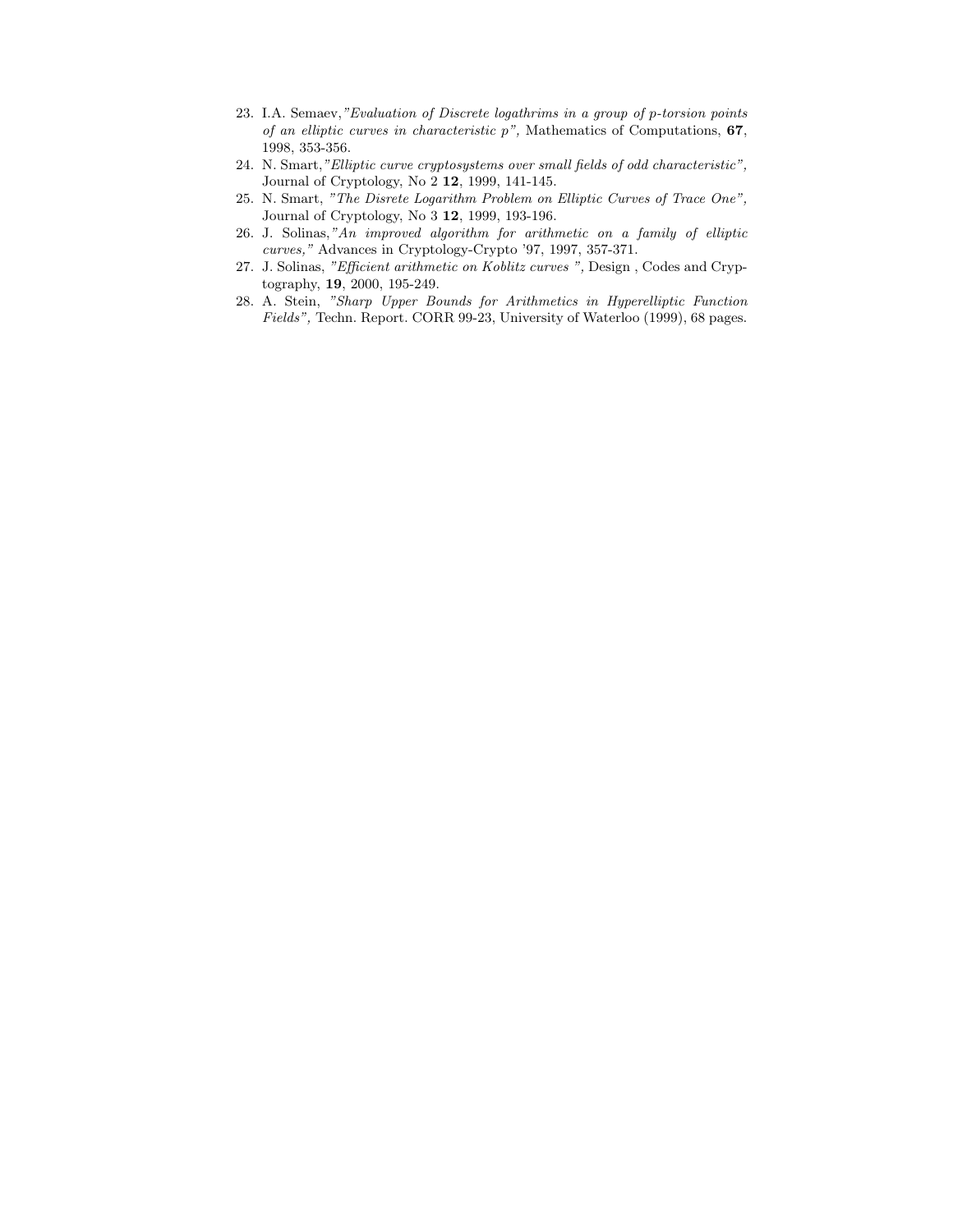23. I.A. Semaev,*"Evaluation of Discrete logathrims in a group of $p$-torsion points of an elliptic curves in characteristic $p$",* Mathematics of Computations, **67**, 1998, 353-356.
24. N. Smart,*"Elliptic curve cryptosystems over small fields of odd characteristic",* Journal of Cryptology, No 2 **12**, 1999, 141-145.
25. N. Smart, *"The Disrete Logarithm Problem on Elliptic Curves of Trace One",* Journal of Cryptology, No 3 **12**, 1999, 193-196.
26. J. Solinas,*"An improved algorithm for arithmetic on a family of elliptic curves,"* Advances in Cryptology-Crypto '97, 1997, 357-371.
27. J. Solinas, *"Efficient arithmetic on Koblitz curves ",* Design , Codes and Cryptography, **19**, 2000, 195-249.
28. A. Stein, *"Sharp Upper Bounds for Arithmetics in Hyperelliptic Function Fields",* Techn. Report. CORR 99-23, University of Waterloo (1999), 68 pages.